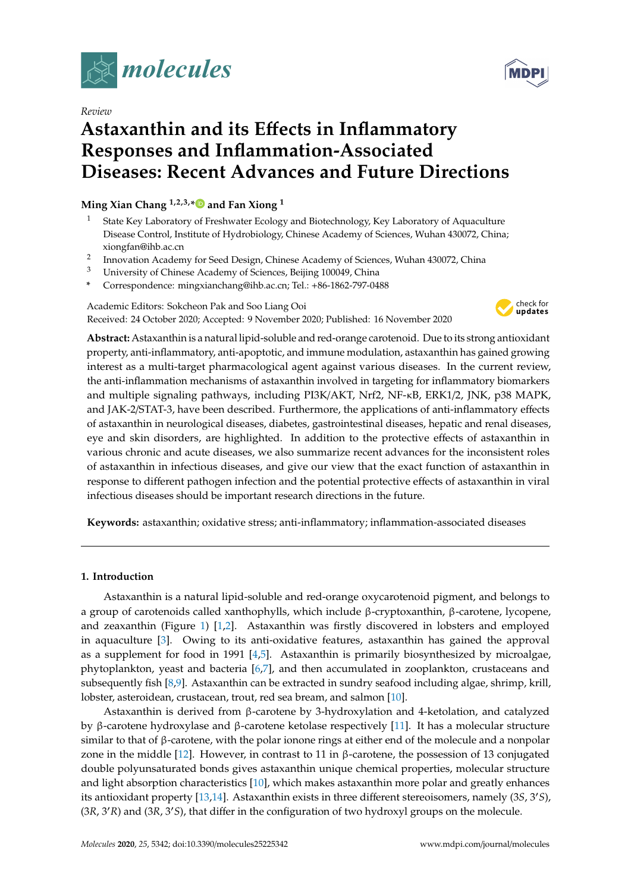*molecules*

Review

# Astaxanthin and its Effects in Inflammatory Responses and Inflammation-Associated Diseases: Recent Advances and Future Directions

**Ming Xian Chang [1,2,3,*] and Fan Xiong [1]**

1 State Key Laboratory of Freshwater Ecology and Biotechnology, Key Laboratory of Aquaculture Disease Control, Institute of Hydrobiology, Chinese Academy of Sciences, Wuhan 430072, China; xiongfan@ihb.ac.cn
2 Innovation Academy for Seed Design, Chinese Academy of Sciences, Wuhan 430072, China
3 University of Chinese Academy of Sciences, Beijing 100049, China
* Correspondence: mingxianchang@ihb.ac.cn; Tel.: +86-1862-797-0488

Academic Editors: Sokcheon Pak and Soo Liang Ooi
Received: 24 October 2020; Accepted: 9 November 2020; Published: 16 November 2020

**Abstract:** Astaxanthin is a natural lipid-soluble and red-orange carotenoid. Due to its strong antioxidant property, anti-inflammatory, anti-apoptotic, and immune modulation, astaxanthin has gained growing interest as a multi-target pharmacological agent against various diseases. In the current review, the anti-inflammation mechanisms of astaxanthin involved in targeting for inflammatory biomarkers and multiple signaling pathways, including PI3K/AKT, Nrf2, NF-κB, ERK1/2, JNK, p38 MAPK, and JAK-2/STAT-3, have been described. Furthermore, the applications of anti-inflammatory effects of astaxanthin in neurological diseases, diabetes, gastrointestinal diseases, hepatic and renal diseases, eye and skin disorders, are highlighted. In addition to the protective effects of astaxanthin in various chronic and acute diseases, we also summarize recent advances for the inconsistent roles of astaxanthin in infectious diseases, and give our view that the exact function of astaxanthin in response to different pathogen infection and the potential protective effects of astaxanthin in viral infectious diseases should be important research directions in the future.

**Keywords:** astaxanthin; oxidative stress; anti-inflammatory; inflammation-associated diseases

## 1. Introduction

Astaxanthin is a natural lipid-soluble and red-orange oxycarotenoid pigment, and belongs to a group of carotenoids called xanthophylls, which include β-cryptoxanthin, β-carotene, lycopene, and zeaxanthin (Figure 1) [1,2]. Astaxanthin was firstly discovered in lobsters and employed in aquaculture [3]. Owing to its anti-oxidative features, astaxanthin has gained the approval as a supplement for food in 1991 [4,5]. Astaxanthin is primarily biosynthesized by microalgae, phytoplankton, yeast and bacteria [6,7], and then accumulated in zooplankton, crustaceans and subsequently fish [8,9]. Astaxanthin can be extracted in sundry seafood including algae, shrimp, krill, lobster, asteroidean, crustacean, trout, red sea bream, and salmon [10].

Astaxanthin is derived from β-carotene by 3-hydroxylation and 4-ketolation, and catalyzed by β-carotene hydroxylase and β-carotene ketolase respectively [11]. It has a molecular structure similar to that of β-carotene, with the polar ionone rings at either end of the molecule and a nonpolar zone in the middle [12]. However, in contrast to 11 in β-carotene, the possession of 13 conjugated double polyunsaturated bonds gives astaxanthin unique chemical properties, molecular structure and light absorption characteristics [10], which makes astaxanthin more polar and greatly enhances its antioxidant property [13,14]. Astaxanthin exists in three different stereoisomers, namely (3*S*, 3′*S*), (3*R*, 3′*R*) and (3*R*, 3′*S*), that differ in the configuration of two hydroxyl groups on the molecule.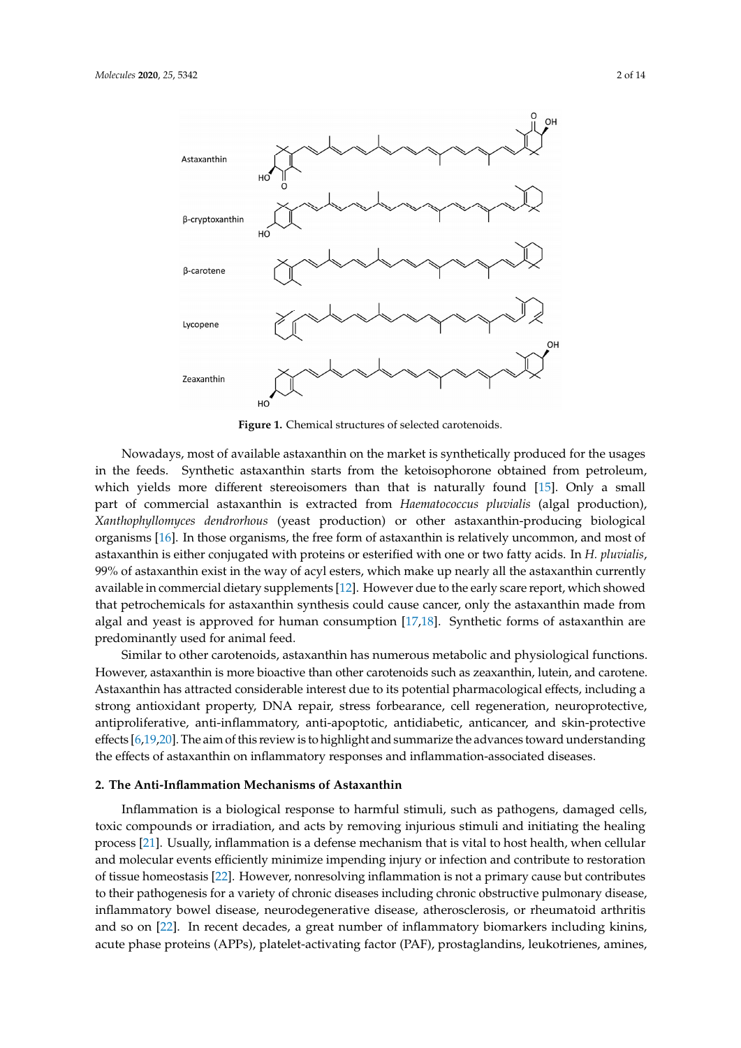**Figure 1.** Chemical structures of selected carotenoids.

Nowadays, most of available astaxanthin on the market is synthetically produced for the usages in the feeds. Synthetic astaxanthin starts from the ketoisophorone obtained from petroleum, which yields more different stereoisomers than that is naturally found [15]. Only a small part of commercial astaxanthin is extracted from *Haematococcus pluvialis* (algal production), *Xanthophyllomyces dendrorhous* (yeast production) or other astaxanthin-producing biological organisms [16]. In those organisms, the free form of astaxanthin is relatively uncommon, and most of astaxanthin is either conjugated with proteins or esterified with one or two fatty acids. In *H. pluvialis*, 99% of astaxanthin exist in the way of acyl esters, which make up nearly all the astaxanthin currently available in commercial dietary supplements [12]. However due to the early scare report, which showed that petrochemicals for astaxanthin synthesis could cause cancer, only the astaxanthin made from algal and yeast is approved for human consumption [17,18]. Synthetic forms of astaxanthin are predominantly used for animal feed.

Similar to other carotenoids, astaxanthin has numerous metabolic and physiological functions. However, astaxanthin is more bioactive than other carotenoids such as zeaxanthin, lutein, and carotene. Astaxanthin has attracted considerable interest due to its potential pharmacological effects, including a strong antioxidant property, DNA repair, stress forbearance, cell regeneration, neuroprotective, antiproliferative, anti-inflammatory, anti-apoptotic, antidiabetic, anticancer, and skin-protective effects [6,19,20]. The aim of this review is to highlight and summarize the advances toward understanding the effects of astaxanthin on inflammatory responses and inflammation-associated diseases.

## 2. The Anti-Inflammation Mechanisms of Astaxanthin

Inflammation is a biological response to harmful stimuli, such as pathogens, damaged cells, toxic compounds or irradiation, and acts by removing injurious stimuli and initiating the healing process [21]. Usually, inflammation is a defense mechanism that is vital to host health, when cellular and molecular events efficiently minimize impending injury or infection and contribute to restoration of tissue homeostasis [22]. However, nonresolving inflammation is not a primary cause but contributes to their pathogenesis for a variety of chronic diseases including chronic obstructive pulmonary disease, inflammatory bowel disease, neurodegenerative disease, atherosclerosis, or rheumatoid arthritis and so on [22]. In recent decades, a great number of inflammatory biomarkers including kinins, acute phase proteins (APPs), platelet-activating factor (PAF), prostaglandins, leukotrienes, amines,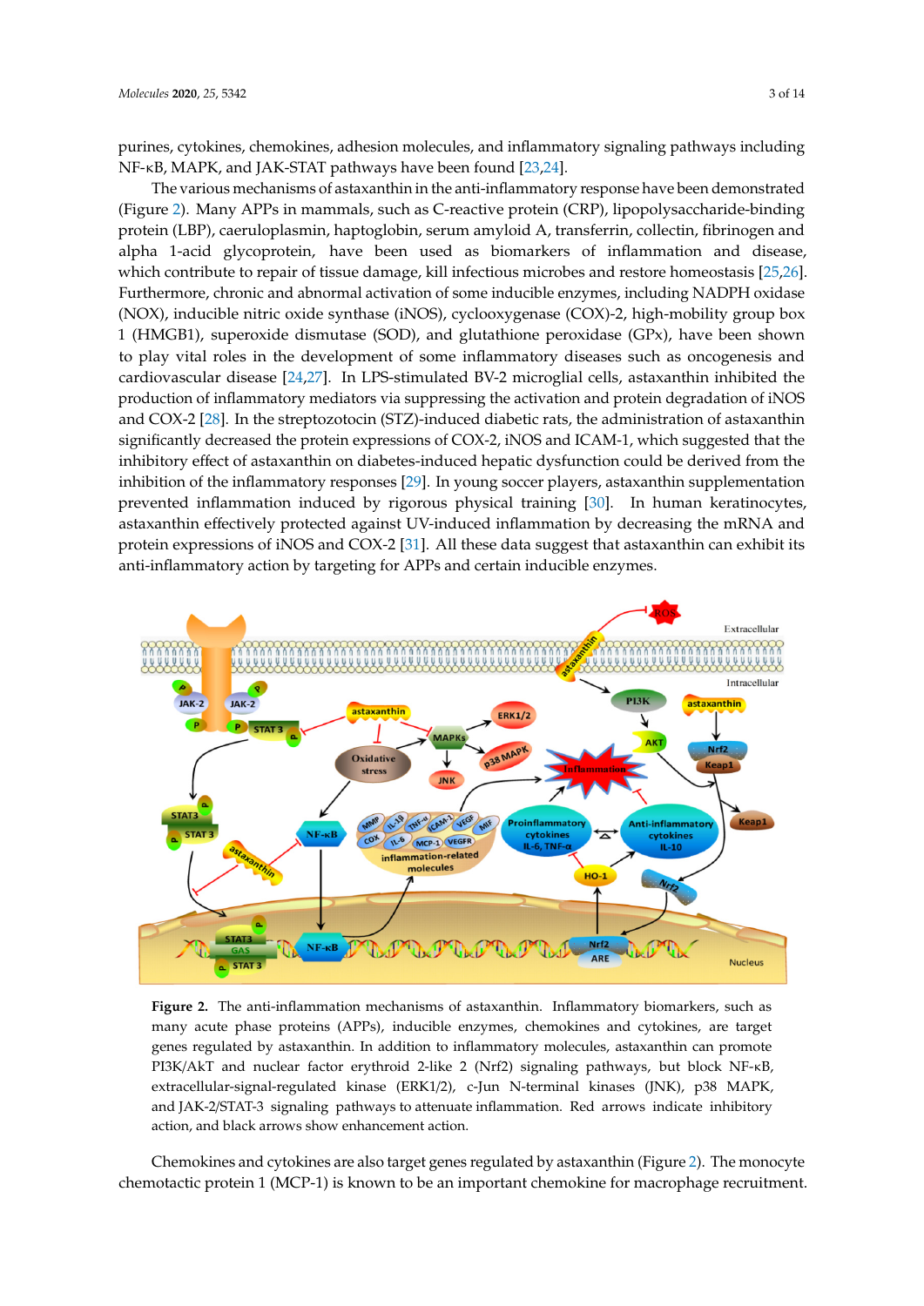purines, cytokines, chemokines, adhesion molecules, and inflammatory signaling pathways including NF-κB, MAPK, and JAK-STAT pathways have been found [23,24].

The various mechanisms of astaxanthin in the anti-inflammatory response have been demonstrated (Figure 2). Many APPs in mammals, such as C-reactive protein (CRP), lipopolysaccharide-binding protein (LBP), caeruloplasmin, haptoglobin, serum amyloid A, transferrin, collectin, fibrinogen and alpha 1-acid glycoprotein, have been used as biomarkers of inflammation and disease, which contribute to repair of tissue damage, kill infectious microbes and restore homeostasis [25,26]. Furthermore, chronic and abnormal activation of some inducible enzymes, including NADPH oxidase (NOX), inducible nitric oxide synthase (iNOS), cyclooxygenase (COX)-2, high-mobility group box 1 (HMGB1), superoxide dismutase (SOD), and glutathione peroxidase (GPx), have been shown to play vital roles in the development of some inflammatory diseases such as oncogenesis and cardiovascular disease [24,27]. In LPS-stimulated BV-2 microglial cells, astaxanthin inhibited the production of inflammatory mediators via suppressing the activation and protein degradation of iNOS and COX-2 [28]. In the streptozotocin (STZ)-induced diabetic rats, the administration of astaxanthin significantly decreased the protein expressions of COX-2, iNOS and ICAM-1, which suggested that the inhibitory effect of astaxanthin on diabetes-induced hepatic dysfunction could be derived from the inhibition of the inflammatory responses [29]. In young soccer players, astaxanthin supplementation prevented inflammation induced by rigorous physical training [30]. In human keratinocytes, astaxanthin effectively protected against UV-induced inflammation by decreasing the mRNA and protein expressions of iNOS and COX-2 [31]. All these data suggest that astaxanthin can exhibit its anti-inflammatory action by targeting for APPs and certain inducible enzymes.

**Figure 2.** The anti-inflammation mechanisms of astaxanthin. Inflammatory biomarkers, such as many acute phase proteins (APPs), inducible enzymes, chemokines and cytokines, are target genes regulated by astaxanthin. In addition to inflammatory molecules, astaxanthin can promote PI3K/AkT and nuclear factor erythroid 2-like 2 (Nrf2) signaling pathways, but block NF-κB, extracellular-signal-regulated kinase (ERK1/2), c-Jun N-terminal kinases (JNK), p38 MAPK, and JAK-2/STAT-3 signaling pathways to attenuate inflammation. Red arrows indicate inhibitory action, and black arrows show enhancement action.

Chemokines and cytokines are also target genes regulated by astaxanthin (Figure 2). The monocyte chemotactic protein 1 (MCP-1) is known to be an important chemokine for macrophage recruitment.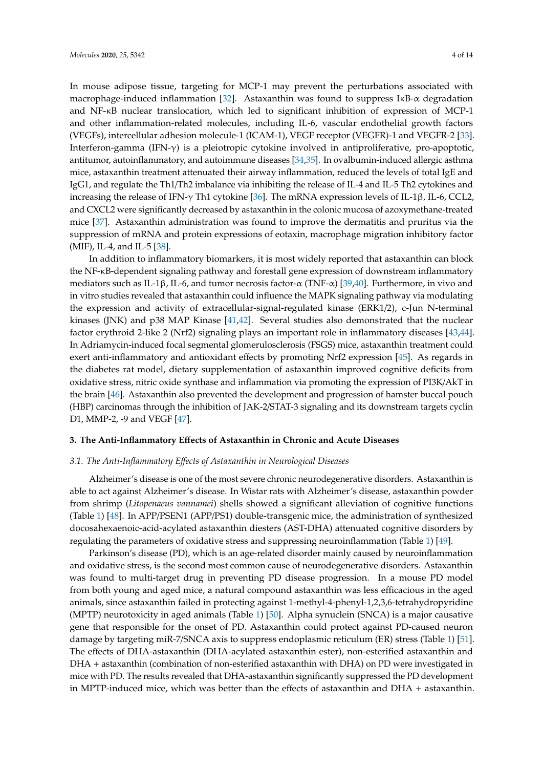In mouse adipose tissue, targeting for MCP-1 may prevent the perturbations associated with macrophage-induced inflammation [32]. Astaxanthin was found to suppress IκB-α degradation and NF-κB nuclear translocation, which led to significant inhibition of expression of MCP-1 and other inflammation-related molecules, including IL-6, vascular endothelial growth factors (VEGFs), intercellular adhesion molecule-1 (ICAM-1), VEGF receptor (VEGFR)-1 and VEGFR-2 [33]. Interferon-gamma (IFN-γ) is a pleiotropic cytokine involved in antiproliferative, pro-apoptotic, antitumor, autoinflammatory, and autoimmune diseases [34,35]. In ovalbumin-induced allergic asthma mice, astaxanthin treatment attenuated their airway inflammation, reduced the levels of total IgE and IgG1, and regulate the Th1/Th2 imbalance via inhibiting the release of IL-4 and IL-5 Th2 cytokines and increasing the release of IFN-γ Th1 cytokine [36]. The mRNA expression levels of IL-1β, IL-6, CCL2, and CXCL2 were significantly decreased by astaxanthin in the colonic mucosa of azoxymethane-treated mice [37]. Astaxanthin administration was found to improve the dermatitis and pruritus via the suppression of mRNA and protein expressions of eotaxin, macrophage migration inhibitory factor (MIF), IL-4, and IL-5 [38].

In addition to inflammatory biomarkers, it is most widely reported that astaxanthin can block the NF-κB-dependent signaling pathway and forestall gene expression of downstream inflammatory mediators such as IL-1β, IL-6, and tumor necrosis factor-α (TNF-α) [39,40]. Furthermore, in vivo and in vitro studies revealed that astaxanthin could influence the MAPK signaling pathway via modulating the expression and activity of extracellular-signal-regulated kinase (ERK1/2), c-Jun N-terminal kinases (JNK) and p38 MAP Kinase [41,42]. Several studies also demonstrated that the nuclear factor erythroid 2-like 2 (Nrf2) signaling plays an important role in inflammatory diseases [43,44]. In Adriamycin-induced focal segmental glomerulosclerosis (FSGS) mice, astaxanthin treatment could exert anti-inflammatory and antioxidant effects by promoting Nrf2 expression [45]. As regards in the diabetes rat model, dietary supplementation of astaxanthin improved cognitive deficits from oxidative stress, nitric oxide synthase and inflammation via promoting the expression of PI3K/AkT in the brain [46]. Astaxanthin also prevented the development and progression of hamster buccal pouch (HBP) carcinomas through the inhibition of JAK-2/STAT-3 signaling and its downstream targets cyclin D1, MMP-2, -9 and VEGF [47].

## 3. The Anti-Inflammatory Effects of Astaxanthin in Chronic and Acute Diseases

### *3.1. The Anti-Inflammatory Effects of Astaxanthin in Neurological Diseases*

Alzheimer's disease is one of the most severe chronic neurodegenerative disorders. Astaxanthin is able to act against Alzheimer's disease. In Wistar rats with Alzheimer's disease, astaxanthin powder from shrimp (*Litopenaeus vannamei*) shells showed a significant alleviation of cognitive functions (Table 1) [48]. In APP/PSEN1 (APP/PS1) double-transgenic mice, the administration of synthesized docosahexaenoic-acid-acylated astaxanthin diesters (AST-DHA) attenuated cognitive disorders by regulating the parameters of oxidative stress and suppressing neuroinflammation (Table 1) [49].

Parkinson's disease (PD), which is an age-related disorder mainly caused by neuroinflammation and oxidative stress, is the second most common cause of neurodegenerative disorders. Astaxanthin was found to multi-target drug in preventing PD disease progression. In a mouse PD model from both young and aged mice, a natural compound astaxanthin was less efficacious in the aged animals, since astaxanthin failed in protecting against 1-methyl-4-phenyl-1,2,3,6-tetrahydropyridine (MPTP) neurotoxicity in aged animals (Table 1) [50]. Alpha synuclein (SNCA) is a major causative gene that responsible for the onset of PD. Astaxanthin could protect against PD-caused neuron damage by targeting miR-7/SNCA axis to suppress endoplasmic reticulum (ER) stress (Table 1) [51]. The effects of DHA-astaxanthin (DHA-acylated astaxanthin ester), non-esterified astaxanthin and DHA + astaxanthin (combination of non-esterified astaxanthin with DHA) on PD were investigated in mice with PD. The results revealed that DHA-astaxanthin significantly suppressed the PD development in MPTP-induced mice, which was better than the effects of astaxanthin and DHA + astaxanthin.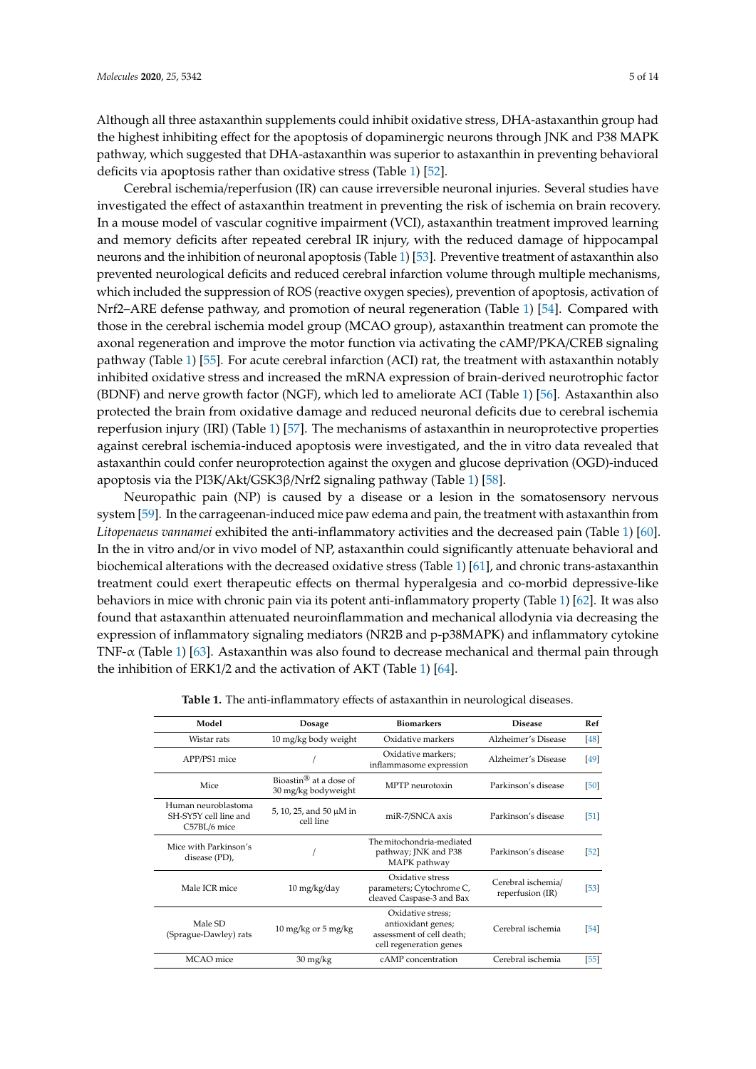Although all three astaxanthin supplements could inhibit oxidative stress, DHA-astaxanthin group had the highest inhibiting effect for the apoptosis of dopaminergic neurons through JNK and P38 MAPK pathway, which suggested that DHA-astaxanthin was superior to astaxanthin in preventing behavioral deficits via apoptosis rather than oxidative stress (Table 1) [52].

Cerebral ischemia/reperfusion (IR) can cause irreversible neuronal injuries. Several studies have investigated the effect of astaxanthin treatment in preventing the risk of ischemia on brain recovery. In a mouse model of vascular cognitive impairment (VCI), astaxanthin treatment improved learning and memory deficits after repeated cerebral IR injury, with the reduced damage of hippocampal neurons and the inhibition of neuronal apoptosis (Table 1) [53]. Preventive treatment of astaxanthin also prevented neurological deficits and reduced cerebral infarction volume through multiple mechanisms, which included the suppression of ROS (reactive oxygen species), prevention of apoptosis, activation of Nrf2–ARE defense pathway, and promotion of neural regeneration (Table 1) [54]. Compared with those in the cerebral ischemia model group (MCAO group), astaxanthin treatment can promote the axonal regeneration and improve the motor function via activating the cAMP/PKA/CREB signaling pathway (Table 1) [55]. For acute cerebral infarction (ACI) rat, the treatment with astaxanthin notably inhibited oxidative stress and increased the mRNA expression of brain-derived neurotrophic factor (BDNF) and nerve growth factor (NGF), which led to ameliorate ACI (Table 1) [56]. Astaxanthin also protected the brain from oxidative damage and reduced neuronal deficits due to cerebral ischemia reperfusion injury (IRI) (Table 1) [57]. The mechanisms of astaxanthin in neuroprotective properties against cerebral ischemia-induced apoptosis were investigated, and the in vitro data revealed that astaxanthin could confer neuroprotection against the oxygen and glucose deprivation (OGD)-induced apoptosis via the PI3K/Akt/GSK3β/Nrf2 signaling pathway (Table 1) [58].

Neuropathic pain (NP) is caused by a disease or a lesion in the somatosensory nervous system [59]. In the carrageenan-induced mice paw edema and pain, the treatment with astaxanthin from *Litopenaeus vannamei* exhibited the anti-inflammatory activities and the decreased pain (Table 1) [60]. In the in vitro and/or in vivo model of NP, astaxanthin could significantly attenuate behavioral and biochemical alterations with the decreased oxidative stress (Table 1) [61], and chronic trans-astaxanthin treatment could exert therapeutic effects on thermal hyperalgesia and co-morbid depressive-like behaviors in mice with chronic pain via its potent anti-inflammatory property (Table 1) [62]. It was also found that astaxanthin attenuated neuroinflammation and mechanical allodynia via decreasing the expression of inflammatory signaling mediators (NR2B and p-p38MAPK) and inflammatory cytokine TNF-α (Table 1) [63]. Astaxanthin was also found to decrease mechanical and thermal pain through the inhibition of ERK1/2 and the activation of AKT (Table 1) [64].

**Table 1.** The anti-inflammatory effects of astaxanthin in neurological diseases.

| Model | Dosage | Biomarkers | Disease | Ref |
|---|---|---|---|---|
| Wistar rats | 10 mg/kg body weight | Oxidative markers | Alzheimer's Disease | [48] |
| APP/PS1 mice | / | Oxidative markers; inflammasome expression | Alzheimer's Disease | [49] |
| Mice | Bioastin® at a dose of 30 mg/kg bodyweight | MPTP neurotoxin | Parkinson's disease | [50] |
| Human neuroblastoma SH-SY5Y cell line and C57BL/6 mice | 5, 10, 25, and 50 μM in cell line | miR-7/SNCA axis | Parkinson's disease | [51] |
| Mice with Parkinson's disease (PD), | / | The mitochondria-mediated pathway; JNK and P38 MAPK pathway | Parkinson's disease | [52] |
| Male ICR mice | 10 mg/kg/day | Oxidative stress parameters; Cytochrome C, cleaved Caspase-3 and Bax | Cerebral ischemia/ reperfusion (IR) | [53] |
| Male SD (Sprague-Dawley) rats | 10 mg/kg or 5 mg/kg | Oxidative stress; antioxidant genes; assessment of cell death; cell regeneration genes | Cerebral ischemia | [54] |
| MCAO mice | 30 mg/kg | cAMP concentration | Cerebral ischemia | [55] |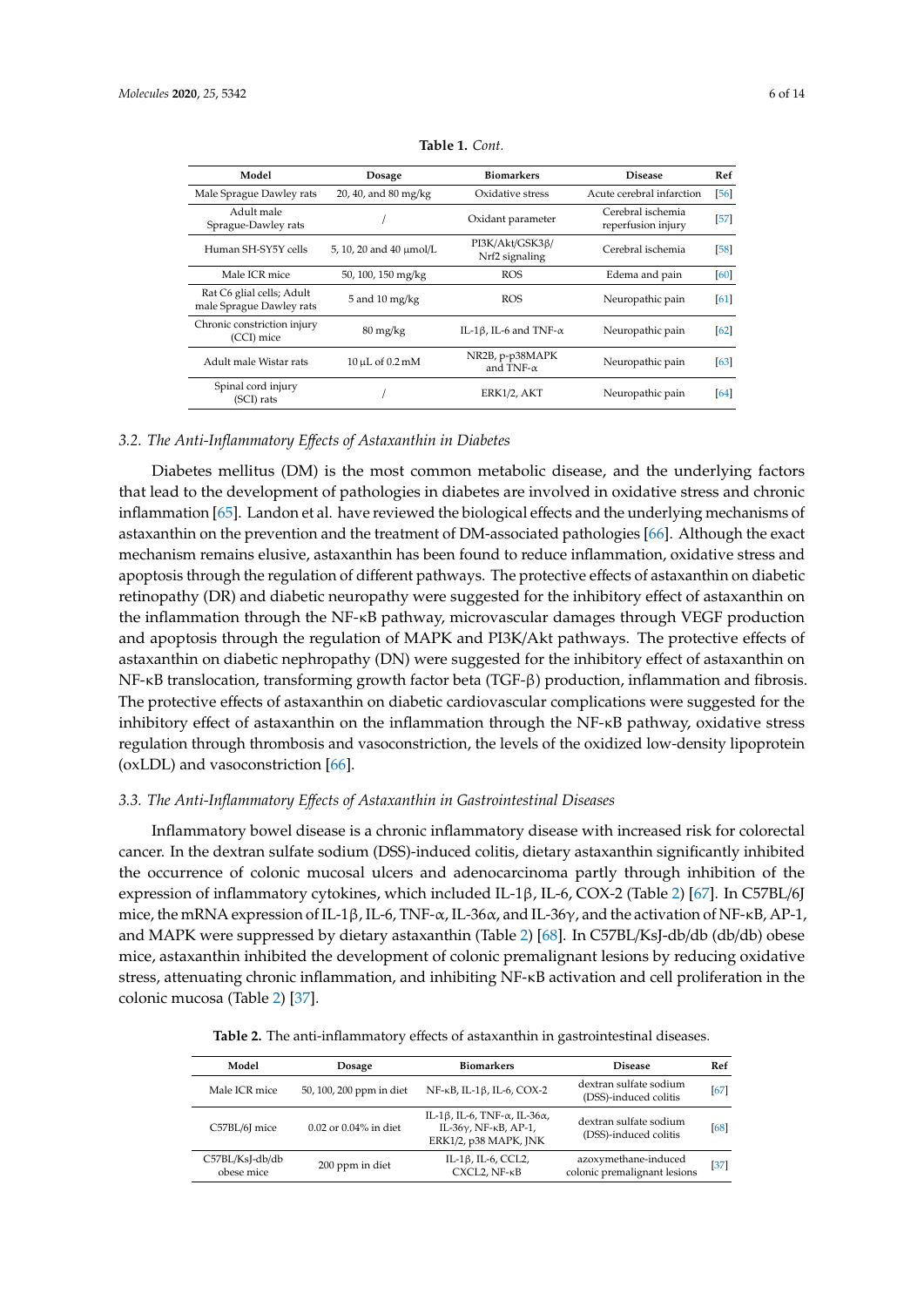**Table 1.** *Cont.*

| Model | Dosage | Biomarkers | Disease | Ref |
| --- | --- | --- | --- | --- |
| Male Sprague Dawley rats | 20, 40, and 80 mg/kg | Oxidative stress | Acute cerebral infarction | [56] |
| Adult male Sprague-Dawley rats | / | Oxidant parameter | Cerebral ischemia reperfusion injury | [57] |
| Human SH-SY5Y cells | 5, 10, 20 and 40 μmol/L | PI3K/Akt/GSK3β/ Nrf2 signaling | Cerebral ischemia | [58] |
| Male ICR mice | 50, 100, 150 mg/kg | ROS | Edema and pain | [60] |
| Rat C6 glial cells; Adult male Sprague Dawley rats | 5 and 10 mg/kg | ROS | Neuropathic pain | [61] |
| Chronic constriction injury (CCI) mice | 80 mg/kg | IL-1β, IL-6 and TNF-α | Neuropathic pain | [62] |
| Adult male Wistar rats | 10 μL of 0.2 mM | NR2B, p-p38MAPK and TNF-α | Neuropathic pain | [63] |
| Spinal cord injury (SCI) rats | / | ERK1/2, AKT | Neuropathic pain | [64] |

### *3.2. The Anti-Inflammatory Effects of Astaxanthin in Diabetes*

Diabetes mellitus (DM) is the most common metabolic disease, and the underlying factors that lead to the development of pathologies in diabetes are involved in oxidative stress and chronic inflammation [65]. Landon et al. have reviewed the biological effects and the underlying mechanisms of astaxanthin on the prevention and the treatment of DM-associated pathologies [66]. Although the exact mechanism remains elusive, astaxanthin has been found to reduce inflammation, oxidative stress and apoptosis through the regulation of different pathways. The protective effects of astaxanthin on diabetic retinopathy (DR) and diabetic neuropathy were suggested for the inhibitory effect of astaxanthin on the inflammation through the NF-κB pathway, microvascular damages through VEGF production and apoptosis through the regulation of MAPK and PI3K/Akt pathways. The protective effects of astaxanthin on diabetic nephropathy (DN) were suggested for the inhibitory effect of astaxanthin on NF-κB translocation, transforming growth factor beta (TGF-β) production, inflammation and fibrosis. The protective effects of astaxanthin on diabetic cardiovascular complications were suggested for the inhibitory effect of astaxanthin on the inflammation through the NF-κB pathway, oxidative stress regulation through thrombosis and vasoconstriction, the levels of the oxidized low-density lipoprotein (oxLDL) and vasoconstriction [66].

### *3.3. The Anti-Inflammatory Effects of Astaxanthin in Gastrointestinal Diseases*

Inflammatory bowel disease is a chronic inflammatory disease with increased risk for colorectal cancer. In the dextran sulfate sodium (DSS)-induced colitis, dietary astaxanthin significantly inhibited the occurrence of colonic mucosal ulcers and adenocarcinoma partly through inhibition of the expression of inflammatory cytokines, which included IL-1β, IL-6, COX-2 (Table 2) [67]. In C57BL/6J mice, the mRNA expression of IL-1β, IL-6, TNF-α, IL-36α, and IL-36γ, and the activation of NF-κB, AP-1, and MAPK were suppressed by dietary astaxanthin (Table 2) [68]. In C57BL/KsJ-db/db (db/db) obese mice, astaxanthin inhibited the development of colonic premalignant lesions by reducing oxidative stress, attenuating chronic inflammation, and inhibiting NF-κB activation and cell proliferation in the colonic mucosa (Table 2) [37].

**Table 2.** The anti-inflammatory effects of astaxanthin in gastrointestinal diseases.

| Model | Dosage | Biomarkers | Disease | Ref |
| --- | --- | --- | --- | --- |
| Male ICR mice | 50, 100, 200 ppm in diet | NF-κB, IL-1β, IL-6, COX-2 | dextran sulfate sodium (DSS)-induced colitis | [67] |
| C57BL/6J mice | 0.02 or 0.04% in diet | IL-1β, IL-6, TNF-α, IL-36α, IL-36γ, NF-κB, AP-1, ERK1/2, p38 MAPK, JNK | dextran sulfate sodium (DSS)-induced colitis | [68] |
| C57BL/KsJ-db/db obese mice | 200 ppm in diet | IL-1β, IL-6, CCL2, CXCL2, NF-κB | azoxymethane-induced colonic premalignant lesions | [37] |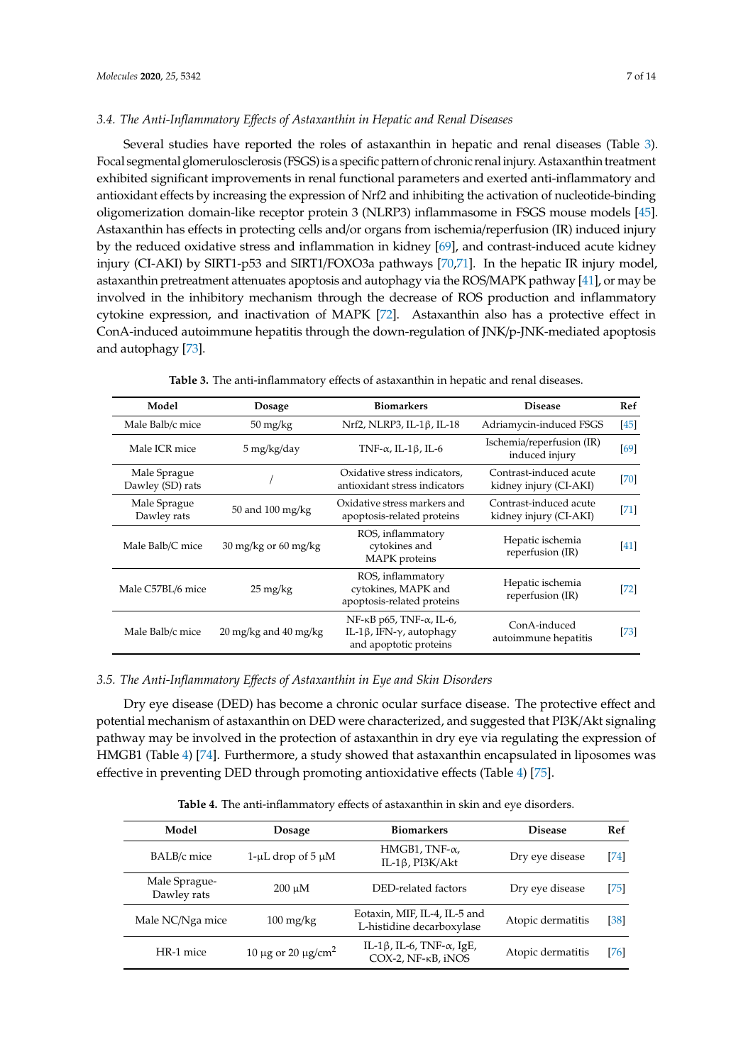### 3.4. The Anti-Inflammatory Effects of Astaxanthin in Hepatic and Renal Diseases

Several studies have reported the roles of astaxanthin in hepatic and renal diseases (Table 3). Focal segmental glomerulosclerosis (FSGS) is a specific pattern of chronic renal injury. Astaxanthin treatment exhibited significant improvements in renal functional parameters and exerted anti-inflammatory and antioxidant effects by increasing the expression of Nrf2 and inhibiting the activation of nucleotide-binding oligomerization domain-like receptor protein 3 (NLRP3) inflammasome in FSGS mouse models [45]. Astaxanthin has effects in protecting cells and/or organs from ischemia/reperfusion (IR) induced injury by the reduced oxidative stress and inflammation in kidney [69], and contrast-induced acute kidney injury (CI-AKI) by SIRT1-p53 and SIRT1/FOXO3a pathways [70,71]. In the hepatic IR injury model, astaxanthin pretreatment attenuates apoptosis and autophagy via the ROS/MAPK pathway [41], or may be involved in the inhibitory mechanism through the decrease of ROS production and inflammatory cytokine expression, and inactivation of MAPK [72]. Astaxanthin also has a protective effect in ConA-induced autoimmune hepatitis through the down-regulation of JNK/p-JNK-mediated apoptosis and autophagy [73].

**Table 3.** The anti-inflammatory effects of astaxanthin in hepatic and renal diseases.

| Model | Dosage | Biomarkers | Disease | Ref |
| --- | --- | --- | --- | --- |
| Male Balb/c mice | 50 mg/kg | Nrf2, NLRP3, IL-1β, IL-18 | Adriamycin-induced FSGS | [45] |
| Male ICR mice | 5 mg/kg/day | TNF-α, IL-1β, IL-6 | Ischemia/reperfusion (IR) induced injury | [69] |
| Male Sprague Dawley (SD) rats | / | Oxidative stress indicators, antioxidant stress indicators | Contrast-induced acute kidney injury (CI-AKI) | [70] |
| Male Sprague Dawley rats | 50 and 100 mg/kg | Oxidative stress markers and apoptosis-related proteins | Contrast-induced acute kidney injury (CI-AKI) | [71] |
| Male Balb/C mice | 30 mg/kg or 60 mg/kg | ROS, inflammatory cytokines and MAPK proteins | Hepatic ischemia reperfusion (IR) | [41] |
| Male C57BL/6 mice | 25 mg/kg | ROS, inflammatory cytokines, MAPK and apoptosis-related proteins | Hepatic ischemia reperfusion (IR) | [72] |
| Male Balb/c mice | 20 mg/kg and 40 mg/kg | NF-κB p65, TNF-α, IL-6, IL-1β, IFN-γ, autophagy and apoptotic proteins | ConA-induced autoimmune hepatitis | [73] |

### 3.5. The Anti-Inflammatory Effects of Astaxanthin in Eye and Skin Disorders

Dry eye disease (DED) has become a chronic ocular surface disease. The protective effect and potential mechanism of astaxanthin on DED were characterized, and suggested that PI3K/Akt signaling pathway may be involved in the protection of astaxanthin in dry eye via regulating the expression of HMGB1 (Table 4) [74]. Furthermore, a study showed that astaxanthin encapsulated in liposomes was effective in preventing DED through promoting antioxidative effects (Table 4) [75].

**Table 4.** The anti-inflammatory effects of astaxanthin in skin and eye disorders.

| Model | Dosage | Biomarkers | Disease | Ref |
| --- | --- | --- | --- | --- |
| BALB/c mice | 1-μL drop of 5 μM | HMGB1, TNF-α, IL-1β, PI3K/Akt | Dry eye disease | [74] |
| Male Sprague-Dawley rats | 200 μM | DED-related factors | Dry eye disease | [75] |
| Male NC/Nga mice | 100 mg/kg | Eotaxin, MIF, IL-4, IL-5 and L-histidine decarboxylase | Atopic dermatitis | [38] |
| HR-1 mice | 10 μg or 20 μg/cm$^2$ | IL-1β, IL-6, TNF-α, IgE, COX-2, NF-κB, iNOS | Atopic dermatitis | [76] |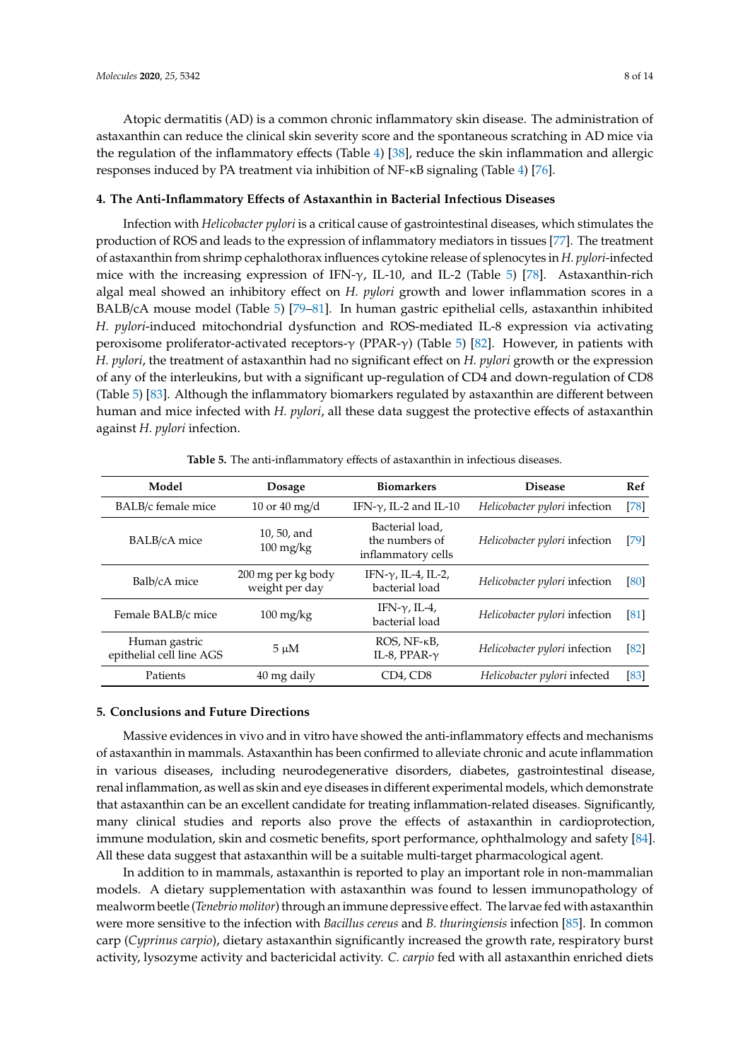Atopic dermatitis (AD) is a common chronic inflammatory skin disease. The administration of astaxanthin can reduce the clinical skin severity score and the spontaneous scratching in AD mice via the regulation of the inflammatory effects (Table 4) [38], reduce the skin inflammation and allergic responses induced by PA treatment via inhibition of NF-κB signaling (Table 4) [76].

## 4. The Anti-Inflammatory Effects of Astaxanthin in Bacterial Infectious Diseases

Infection with *Helicobacter pylori* is a critical cause of gastrointestinal diseases, which stimulates the production of ROS and leads to the expression of inflammatory mediators in tissues [77]. The treatment of astaxanthin from shrimp cephalothorax influences cytokine release of splenocytes in *H. pylori*-infected mice with the increasing expression of IFN-γ, IL-10, and IL-2 (Table 5) [78]. Astaxanthin-rich algal meal showed an inhibitory effect on *H. pylori* growth and lower inflammation scores in a BALB/cA mouse model (Table 5) [79–81]. In human gastric epithelial cells, astaxanthin inhibited *H. pylori*-induced mitochondrial dysfunction and ROS-mediated IL-8 expression via activating peroxisome proliferator-activated receptors-γ (PPAR-γ) (Table 5) [82]. However, in patients with *H. pylori*, the treatment of astaxanthin had no significant effect on *H. pylori* growth or the expression of any of the interleukins, but with a significant up-regulation of CD4 and down-regulation of CD8 (Table 5) [83]. Although the inflammatory biomarkers regulated by astaxanthin are different between human and mice infected with *H. pylori*, all these data suggest the protective effects of astaxanthin against *H. pylori* infection.

**Table 5.** The anti-inflammatory effects of astaxanthin in infectious diseases.

| Model | Dosage | Biomarkers | Disease | Ref |
|---|---|---|---|---|
| BALB/c female mice | 10 or 40 mg/d | IFN-γ, IL-2 and IL-10 | *Helicobacter pylori* infection | [78] |
| BALB/cA mice | 10, 50, and 100 mg/kg | Bacterial load, the numbers of inflammatory cells | *Helicobacter pylori* infection | [79] |
| Balb/cA mice | 200 mg per kg body weight per day | IFN-γ, IL-4, IL-2, bacterial load | *Helicobacter pylori* infection | [80] |
| Female BALB/c mice | 100 mg/kg | IFN-γ, IL-4, bacterial load | *Helicobacter pylori* infection | [81] |
| Human gastric epithelial cell line AGS | 5 μM | ROS, NF-κB, IL-8, PPAR-γ | *Helicobacter pylori* infection | [82] |
| Patients | 40 mg daily | CD4, CD8 | *Helicobacter pylori* infected | [83] |

## 5. Conclusions and Future Directions

Massive evidences in vivo and in vitro have showed the anti-inflammatory effects and mechanisms of astaxanthin in mammals. Astaxanthin has been confirmed to alleviate chronic and acute inflammation in various diseases, including neurodegenerative disorders, diabetes, gastrointestinal disease, renal inflammation, as well as skin and eye diseases in different experimental models, which demonstrate that astaxanthin can be an excellent candidate for treating inflammation-related diseases. Significantly, many clinical studies and reports also prove the effects of astaxanthin in cardioprotection, immune modulation, skin and cosmetic benefits, sport performance, ophthalmology and safety [84]. All these data suggest that astaxanthin will be a suitable multi-target pharmacological agent.

In addition to in mammals, astaxanthin is reported to play an important role in non-mammalian models. A dietary supplementation with astaxanthin was found to lessen immunopathology of mealworm beetle (*Tenebrio molitor*) through an immune depressive effect. The larvae fed with astaxanthin were more sensitive to the infection with *Bacillus cereus* and *B. thuringiensis* infection [85]. In common carp (*Cyprinus carpio*), dietary astaxanthin significantly increased the growth rate, respiratory burst activity, lysozyme activity and bactericidal activity. *C. carpio* fed with all astaxanthin enriched diets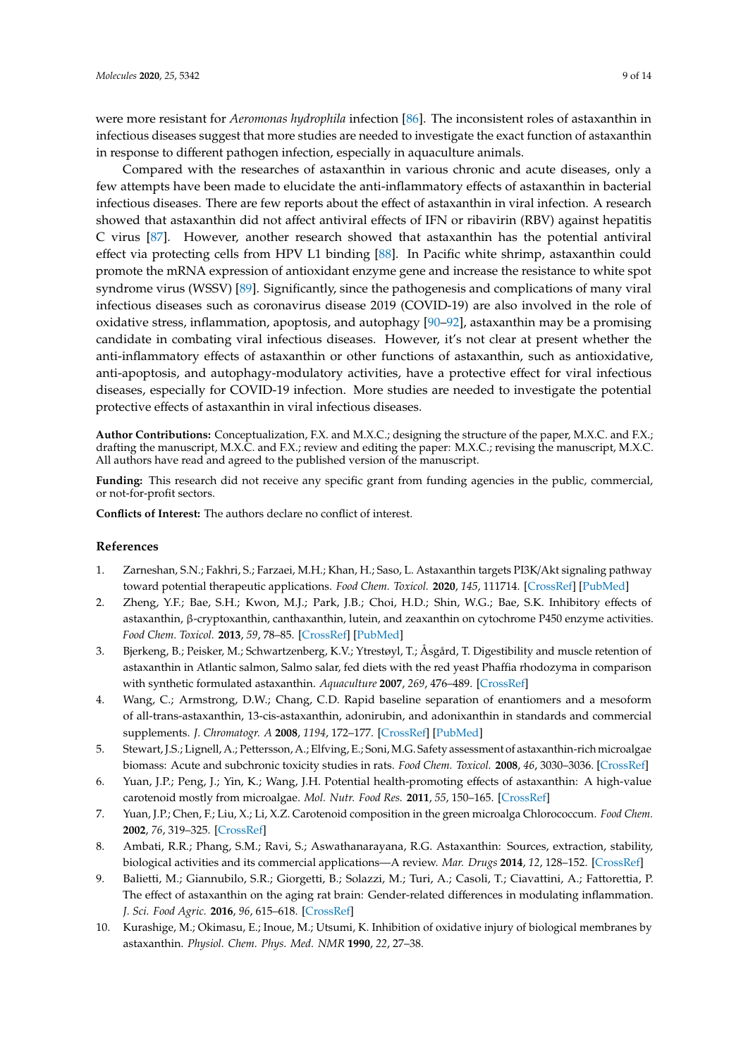were more resistant for *Aeromonas hydrophila* infection [86]. The inconsistent roles of astaxanthin in infectious diseases suggest that more studies are needed to investigate the exact function of astaxanthin in response to different pathogen infection, especially in aquaculture animals.

Compared with the researches of astaxanthin in various chronic and acute diseases, only a few attempts have been made to elucidate the anti-inflammatory effects of astaxanthin in bacterial infectious diseases. There are few reports about the effect of astaxanthin in viral infection. A research showed that astaxanthin did not affect antiviral effects of IFN or ribavirin (RBV) against hepatitis C virus [87]. However, another research showed that astaxanthin has the potential antiviral effect via protecting cells from HPV L1 binding [88]. In Pacific white shrimp, astaxanthin could promote the mRNA expression of antioxidant enzyme gene and increase the resistance to white spot syndrome virus (WSSV) [89]. Significantly, since the pathogenesis and complications of many viral infectious diseases such as coronavirus disease 2019 (COVID-19) are also involved in the role of oxidative stress, inflammation, apoptosis, and autophagy [90–92], astaxanthin may be a promising candidate in combating viral infectious diseases. However, it's not clear at present whether the anti-inflammatory effects of astaxanthin or other functions of astaxanthin, such as antioxidative, anti-apoptosis, and autophagy-modulatory activities, have a protective effect for viral infectious diseases, especially for COVID-19 infection. More studies are needed to investigate the potential protective effects of astaxanthin in viral infectious diseases.

**Author Contributions:** Conceptualization, F.X. and M.X.C.; designing the structure of the paper, M.X.C. and F.X.; drafting the manuscript, M.X.C. and F.X.; review and editing the paper: M.X.C.; revising the manuscript, M.X.C. All authors have read and agreed to the published version of the manuscript.

**Funding:** This research did not receive any specific grant from funding agencies in the public, commercial, or not-for-profit sectors.

**Conflicts of Interest:** The authors declare no conflict of interest.

## References

1. Zarneshan, S.N.; Fakhri, S.; Farzaei, M.H.; Khan, H.; Saso, L. Astaxanthin targets PI3K/Akt signaling pathway toward potential therapeutic applications. *Food Chem. Toxicol.* **2020**, *145*, 111714. [CrossRef] [PubMed]
2. Zheng, Y.F.; Bae, S.H.; Kwon, M.J.; Park, J.B.; Choi, H.D.; Shin, W.G.; Bae, S.K. Inhibitory effects of astaxanthin, β-cryptoxanthin, canthaxanthin, lutein, and zeaxanthin on cytochrome P450 enzyme activities. *Food Chem. Toxicol.* **2013**, *59*, 78–85. [CrossRef] [PubMed]
3. Bjerkeng, B.; Peisker, M.; Schwartzenberg, K.V.; Ytrestøyl, T.; Åsgård, T. Digestibility and muscle retention of astaxanthin in Atlantic salmon, Salmo salar, fed diets with the red yeast Phaffia rhodozyma in comparison with synthetic formulated astaxanthin. *Aquaculture* **2007**, *269*, 476–489. [CrossRef]
4. Wang, C.; Armstrong, D.W.; Chang, C.D. Rapid baseline separation of enantiomers and a mesoform of all-trans-astaxanthin, 13-cis-astaxanthin, adonirubin, and adonixanthin in standards and commercial supplements. *J. Chromatogr. A* **2008**, *1194*, 172–177. [CrossRef] [PubMed]
5. Stewart, J.S.; Lignell, A.; Pettersson, A.; Elfving, E.; Soni, M.G. Safety assessment of astaxanthin-rich microalgae biomass: Acute and subchronic toxicity studies in rats. *Food Chem. Toxicol.* **2008**, *46*, 3030–3036. [CrossRef]
6. Yuan, J.P.; Peng, J.; Yin, K.; Wang, J.H. Potential health-promoting effects of astaxanthin: A high-value carotenoid mostly from microalgae. *Mol. Nutr. Food Res.* **2011**, *55*, 150–165. [CrossRef]
7. Yuan, J.P.; Chen, F.; Liu, X.; Li, X.Z. Carotenoid composition in the green microalga Chlorococcum. *Food Chem.* **2002**, *76*, 319–325. [CrossRef]
8. Ambati, R.R.; Phang, S.M.; Ravi, S.; Aswathanarayana, R.G. Astaxanthin: Sources, extraction, stability, biological activities and its commercial applications—A review. *Mar. Drugs* **2014**, *12*, 128–152. [CrossRef]
9. Balietti, M.; Giannubilo, S.R.; Giorgetti, B.; Solazzi, M.; Turi, A.; Casoli, T.; Ciavattini, A.; Fattoretti, P. The effect of astaxanthin on the aging rat brain: Gender-related differences in modulating inflammation. *J. Sci. Food Agric.* **2016**, *96*, 615–618. [CrossRef]
10. Kurashige, M.; Okimasu, E.; Inoue, M.; Utsumi, K. Inhibition of oxidative injury of biological membranes by astaxanthin. *Physiol. Chem. Phys. Med. NMR* **1990**, *22*, 27–38.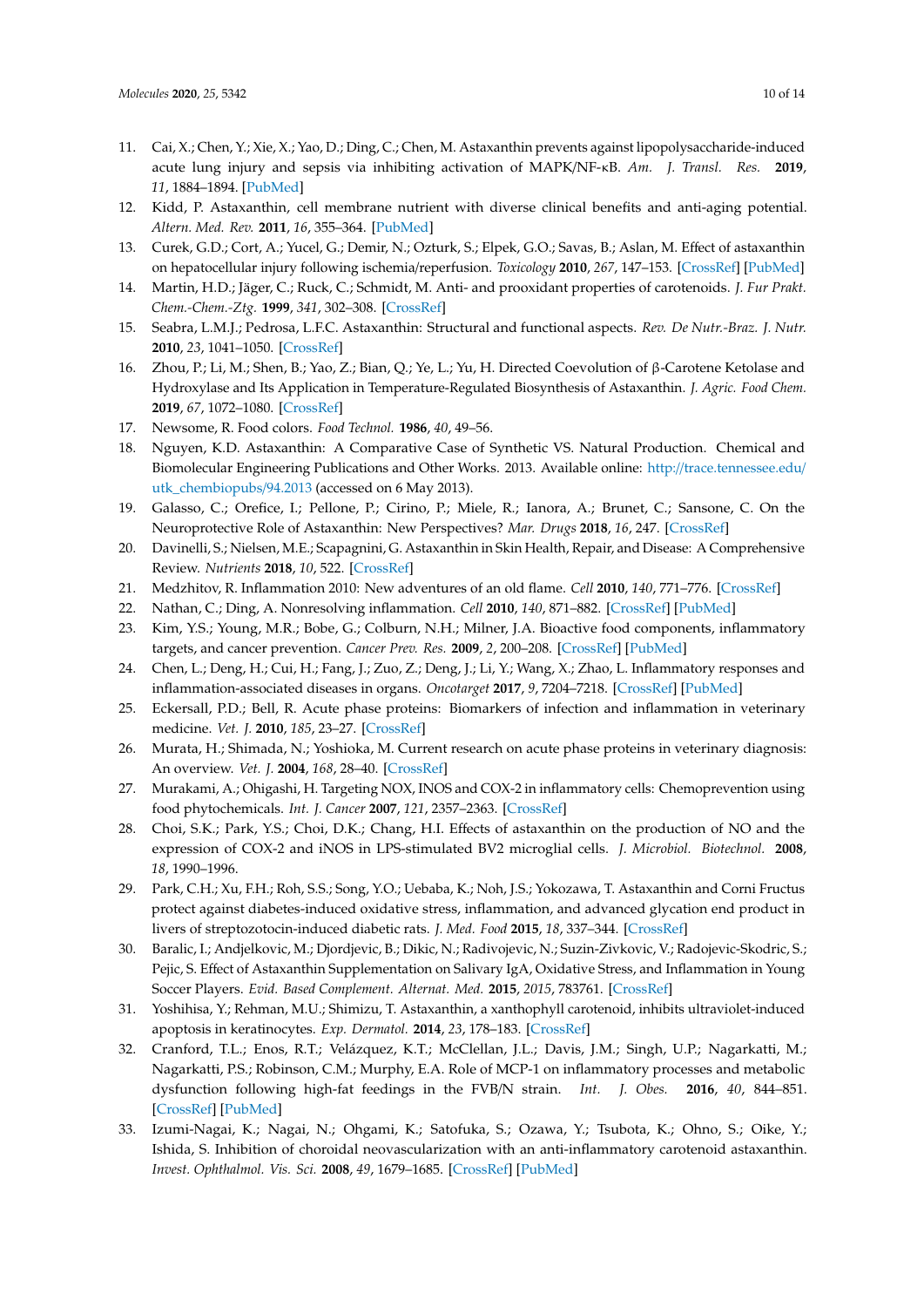11. Cai, X.; Chen, Y.; Xie, X.; Yao, D.; Ding, C.; Chen, M. Astaxanthin prevents against lipopolysaccharide-induced acute lung injury and sepsis via inhibiting activation of MAPK/NF-κB. *Am. J. Transl. Res.* **2019**, *11*, 1884–1894. [PubMed]
12. Kidd, P. Astaxanthin, cell membrane nutrient with diverse clinical benefits and anti-aging potential. *Altern. Med. Rev.* **2011**, *16*, 355–364. [PubMed]
13. Curek, G.D.; Cort, A.; Yucel, G.; Demir, N.; Ozturk, S.; Elpek, G.O.; Savas, B.; Aslan, M. Effect of astaxanthin on hepatocellular injury following ischemia/reperfusion. *Toxicology* **2010**, *267*, 147–153. [CrossRef] [PubMed]
14. Martin, H.D.; Jäger, C.; Ruck, C.; Schmidt, M. Anti- and prooxidant properties of carotenoids. *J. Fur Prakt. Chem.-Chem.-Ztg.* **1999**, *341*, 302–308. [CrossRef]
15. Seabra, L.M.J.; Pedrosa, L.F.C. Astaxanthin: Structural and functional aspects. *Rev. De Nutr.-Braz. J. Nutr.* **2010**, *23*, 1041–1050. [CrossRef]
16. Zhou, P.; Li, M.; Shen, B.; Yao, Z.; Bian, Q.; Ye, L.; Yu, H. Directed Coevolution of β-Carotene Ketolase and Hydroxylase and Its Application in Temperature-Regulated Biosynthesis of Astaxanthin. *J. Agric. Food Chem.* **2019**, *67*, 1072–1080. [CrossRef]
17. Newsome, R. Food colors. *Food Technol.* **1986**, *40*, 49–56.
18. Nguyen, K.D. Astaxanthin: A Comparative Case of Synthetic VS. Natural Production. Chemical and Biomolecular Engineering Publications and Other Works. 2013. Available online: http://trace.tennessee.edu/utk_chembiopubs/94.2013 (accessed on 6 May 2013).
19. Galasso, C.; Orefice, I.; Pellone, P.; Cirino, P.; Miele, R.; Ianora, A.; Brunet, C.; Sansone, C. On the Neuroprotective Role of Astaxanthin: New Perspectives? *Mar. Drugs* **2018**, *16*, 247. [CrossRef]
20. Davinelli, S.; Nielsen, M.E.; Scapagnini, G. Astaxanthin in Skin Health, Repair, and Disease: A Comprehensive Review. *Nutrients* **2018**, *10*, 522. [CrossRef]
21. Medzhitov, R. Inflammation 2010: New adventures of an old flame. *Cell* **2010**, *140*, 771–776. [CrossRef]
22. Nathan, C.; Ding, A. Nonresolving inflammation. *Cell* **2010**, *140*, 871–882. [CrossRef] [PubMed]
23. Kim, Y.S.; Young, M.R.; Bobe, G.; Colburn, N.H.; Milner, J.A. Bioactive food components, inflammatory targets, and cancer prevention. *Cancer Prev. Res.* **2009**, *2*, 200–208. [CrossRef] [PubMed]
24. Chen, L.; Deng, H.; Cui, H.; Fang, J.; Zuo, Z.; Deng, J.; Li, Y.; Wang, X.; Zhao, L. Inflammatory responses and inflammation-associated diseases in organs. *Oncotarget* **2017**, *9*, 7204–7218. [CrossRef] [PubMed]
25. Eckersall, P.D.; Bell, R. Acute phase proteins: Biomarkers of infection and inflammation in veterinary medicine. *Vet. J.* **2010**, *185*, 23–27. [CrossRef]
26. Murata, H.; Shimada, N.; Yoshioka, M. Current research on acute phase proteins in veterinary diagnosis: An overview. *Vet. J.* **2004**, *168*, 28–40. [CrossRef]
27. Murakami, A.; Ohigashi, H. Targeting NOX, INOS and COX-2 in inflammatory cells: Chemoprevention using food phytochemicals. *Int. J. Cancer* **2007**, *121*, 2357–2363. [CrossRef]
28. Choi, S.K.; Park, Y.S.; Choi, D.K.; Chang, H.I. Effects of astaxanthin on the production of NO and the expression of COX-2 and iNOS in LPS-stimulated BV2 microglial cells. *J. Microbiol. Biotechnol.* **2008**, *18*, 1990–1996.
29. Park, C.H.; Xu, F.H.; Roh, S.S.; Song, Y.O.; Uebaba, K.; Noh, J.S.; Yokozawa, T. Astaxanthin and Corni Fructus protect against diabetes-induced oxidative stress, inflammation, and advanced glycation end product in livers of streptozotocin-induced diabetic rats. *J. Med. Food* **2015**, *18*, 337–344. [CrossRef]
30. Baralic, I.; Andjelkovic, M.; Djordjevic, B.; Dikic, N.; Radivojevic, N.; Suzin-Zivkovic, V.; Radojevic-Skodric, S.; Pejic, S. Effect of Astaxanthin Supplementation on Salivary IgA, Oxidative Stress, and Inflammation in Young Soccer Players. *Evid. Based Complement. Alternat. Med.* **2015**, *2015*, 783761. [CrossRef]
31. Yoshihisa, Y.; Rehman, M.U.; Shimizu, T. Astaxanthin, a xanthophyll carotenoid, inhibits ultraviolet-induced apoptosis in keratinocytes. *Exp. Dermatol.* **2014**, *23*, 178–183. [CrossRef]
32. Cranford, T.L.; Enos, R.T.; Velázquez, K.T.; McClellan, J.L.; Davis, J.M.; Singh, U.P.; Nagarkatti, M.; Nagarkatti, P.S.; Robinson, C.M.; Murphy, E.A. Role of MCP-1 on inflammatory processes and metabolic dysfunction following high-fat feedings in the FVB/N strain. *Int. J. Obes.* **2016**, *40*, 844–851. [CrossRef] [PubMed]
33. Izumi-Nagai, K.; Nagai, N.; Ohgami, K.; Satofuka, S.; Ozawa, Y.; Tsubota, K.; Ohno, S.; Oike, Y.; Ishida, S. Inhibition of choroidal neovascularization with an anti-inflammatory carotenoid astaxanthin. *Invest. Ophthalmol. Vis. Sci.* **2008**, *49*, 1679–1685. [CrossRef] [PubMed]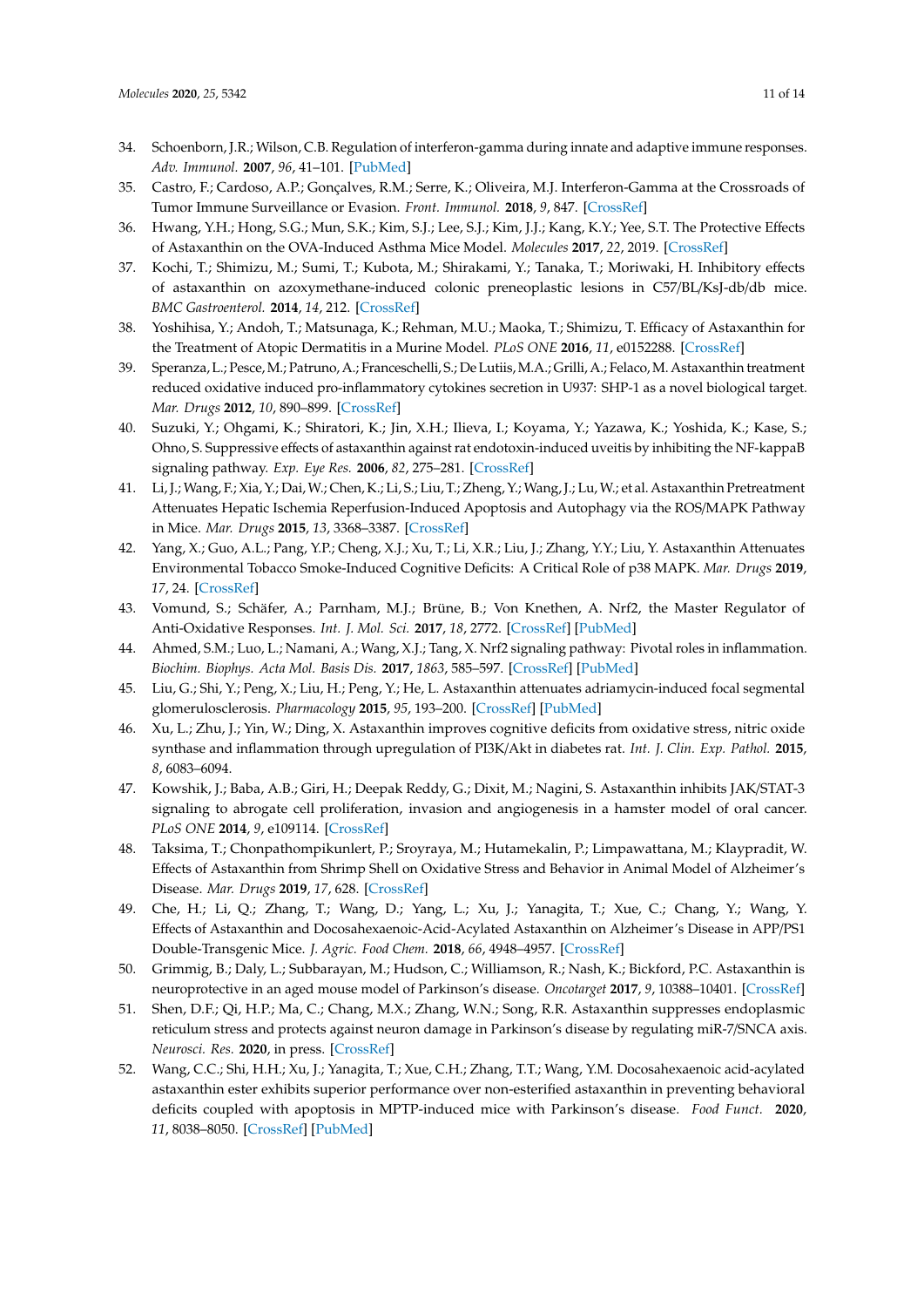34. Schoenborn, J.R.; Wilson, C.B. Regulation of interferon-gamma during innate and adaptive immune responses. *Adv. Immunol.* **2007**, *96*, 41–101. [PubMed]
35. Castro, F.; Cardoso, A.P.; Gonçalves, R.M.; Serre, K.; Oliveira, M.J. Interferon-Gamma at the Crossroads of Tumor Immune Surveillance or Evasion. *Front. Immunol.* **2018**, *9*, 847. [CrossRef]
36. Hwang, Y.H.; Hong, S.G.; Mun, S.K.; Kim, S.J.; Lee, S.J.; Kim, J.J.; Kang, K.Y.; Yee, S.T. The Protective Effects of Astaxanthin on the OVA-Induced Asthma Mice Model. *Molecules* **2017**, *22*, 2019. [CrossRef]
37. Kochi, T.; Shimizu, M.; Sumi, T.; Kubota, M.; Shirakami, Y.; Tanaka, T.; Moriwaki, H. Inhibitory effects of astaxanthin on azoxymethane-induced colonic preneoplastic lesions in C57/BL/KsJ-db/db mice. *BMC Gastroenterol.* **2014**, *14*, 212. [CrossRef]
38. Yoshihisa, Y.; Andoh, T.; Matsunaga, K.; Rehman, M.U.; Maoka, T.; Shimizu, T. Efficacy of Astaxanthin for the Treatment of Atopic Dermatitis in a Murine Model. *PLoS ONE* **2016**, *11*, e0152288. [CrossRef]
39. Speranza, L.; Pesce, M.; Patruno, A.; Franceschelli, S.; De Lutiis, M.A.; Grilli, A.; Felaco, M. Astaxanthin treatment reduced oxidative induced pro-inflammatory cytokines secretion in U937: SHP-1 as a novel biological target. *Mar. Drugs* **2012**, *10*, 890–899. [CrossRef]
40. Suzuki, Y.; Ohgami, K.; Shiratori, K.; Jin, X.H.; Ilieva, I.; Koyama, Y.; Yazawa, K.; Yoshida, K.; Kase, S.; Ohno, S. Suppressive effects of astaxanthin against rat endotoxin-induced uveitis by inhibiting the NF-kappaB signaling pathway. *Exp. Eye Res.* **2006**, *82*, 275–281. [CrossRef]
41. Li, J.; Wang, F.; Xia, Y.; Dai, W.; Chen, K.; Li, S.; Liu, T.; Zheng, Y.; Wang, J.; Lu, W.; et al. Astaxanthin Pretreatment Attenuates Hepatic Ischemia Reperfusion-Induced Apoptosis and Autophagy via the ROS/MAPK Pathway in Mice. *Mar. Drugs* **2015**, *13*, 3368–3387. [CrossRef]
42. Yang, X.; Guo, A.L.; Pang, Y.P.; Cheng, X.J.; Xu, T.; Li, X.R.; Liu, J.; Zhang, Y.Y.; Liu, Y. Astaxanthin Attenuates Environmental Tobacco Smoke-Induced Cognitive Deficits: A Critical Role of p38 MAPK. *Mar. Drugs* **2019**, *17*, 24. [CrossRef]
43. Vomund, S.; Schäfer, A.; Parnham, M.J.; Brüne, B.; Von Knethen, A. Nrf2, the Master Regulator of Anti-Oxidative Responses. *Int. J. Mol. Sci.* **2017**, *18*, 2772. [CrossRef] [PubMed]
44. Ahmed, S.M.; Luo, L.; Namani, A.; Wang, X.J.; Tang, X. Nrf2 signaling pathway: Pivotal roles in inflammation. *Biochim. Biophys. Acta Mol. Basis Dis.* **2017**, *1863*, 585–597. [CrossRef] [PubMed]
45. Liu, G.; Shi, Y.; Peng, X.; Liu, H.; Peng, Y.; He, L. Astaxanthin attenuates adriamycin-induced focal segmental glomerulosclerosis. *Pharmacology* **2015**, *95*, 193–200. [CrossRef] [PubMed]
46. Xu, L.; Zhu, J.; Yin, W.; Ding, X. Astaxanthin improves cognitive deficits from oxidative stress, nitric oxide synthase and inflammation through upregulation of PI3K/Akt in diabetes rat. *Int. J. Clin. Exp. Pathol.* **2015**, *8*, 6083–6094.
47. Kowshik, J.; Baba, A.B.; Giri, H.; Deepak Reddy, G.; Dixit, M.; Nagini, S. Astaxanthin inhibits JAK/STAT-3 signaling to abrogate cell proliferation, invasion and angiogenesis in a hamster model of oral cancer. *PLoS ONE* **2014**, *9*, e109114. [CrossRef]
48. Taksima, T.; Chonpathompikunlert, P.; Sroyraya, M.; Hutamekalin, P.; Limpawattana, M.; Klaypradit, W. Effects of Astaxanthin from Shrimp Shell on Oxidative Stress and Behavior in Animal Model of Alzheimer's Disease. *Mar. Drugs* **2019**, *17*, 628. [CrossRef]
49. Che, H.; Li, Q.; Zhang, T.; Wang, D.; Yang, L.; Xu, J.; Yanagita, T.; Xue, C.; Chang, Y.; Wang, Y. Effects of Astaxanthin and Docosahexaenoic-Acid-Acylated Astaxanthin on Alzheimer's Disease in APP/PS1 Double-Transgenic Mice. *J. Agric. Food Chem.* **2018**, *66*, 4948–4957. [CrossRef]
50. Grimmig, B.; Daly, L.; Subbarayan, M.; Hudson, C.; Williamson, R.; Nash, K.; Bickford, P.C. Astaxanthin is neuroprotective in an aged mouse model of Parkinson's disease. *Oncotarget* **2017**, *9*, 10388–10401. [CrossRef]
51. Shen, D.F.; Qi, H.P.; Ma, C.; Chang, M.X.; Zhang, W.N.; Song, R.R. Astaxanthin suppresses endoplasmic reticulum stress and protects against neuron damage in Parkinson's disease by regulating miR-7/SNCA axis. *Neurosci. Res.* **2020**, in press. [CrossRef]
52. Wang, C.C.; Shi, H.H.; Xu, J.; Yanagita, T.; Xue, C.H.; Zhang, T.T.; Wang, Y.M. Docosahexaenoic acid-acylated astaxanthin ester exhibits superior performance over non-esterified astaxanthin in preventing behavioral deficits coupled with apoptosis in MPTP-induced mice with Parkinson's disease. *Food Funct.* **2020**, *11*, 8038–8050. [CrossRef] [PubMed]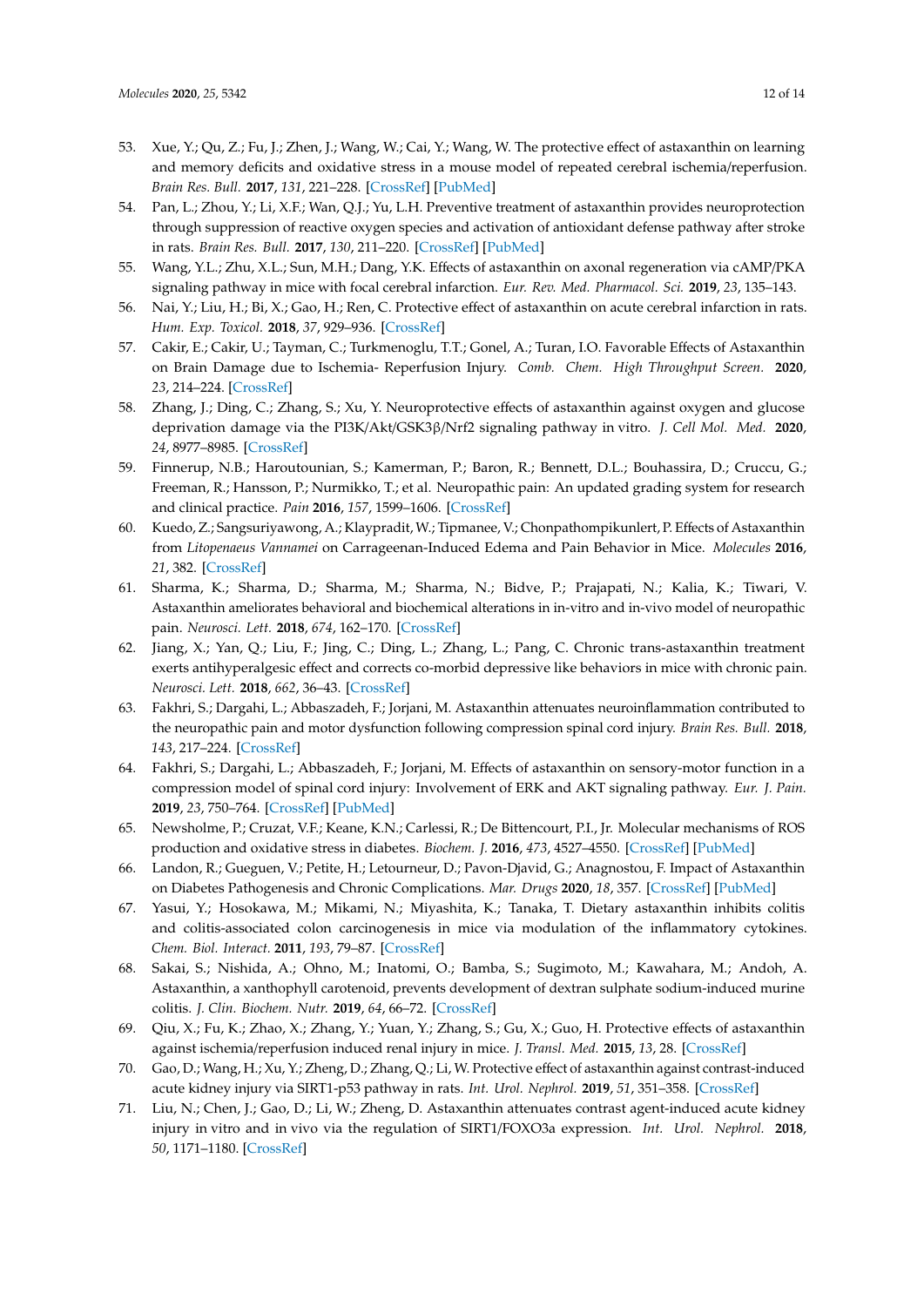53. Xue, Y.; Qu, Z.; Fu, J.; Zhen, J.; Wang, W.; Cai, Y.; Wang, W. The protective effect of astaxanthin on learning and memory deficits and oxidative stress in a mouse model of repeated cerebral ischemia/reperfusion. *Brain Res. Bull.* **2017**, *131*, 221–228. [CrossRef] [PubMed]
54. Pan, L.; Zhou, Y.; Li, X.F.; Wan, Q.J.; Yu, L.H. Preventive treatment of astaxanthin provides neuroprotection through suppression of reactive oxygen species and activation of antioxidant defense pathway after stroke in rats. *Brain Res. Bull.* **2017**, *130*, 211–220. [CrossRef] [PubMed]
55. Wang, Y.L.; Zhu, X.L.; Sun, M.H.; Dang, Y.K. Effects of astaxanthin on axonal regeneration via cAMP/PKA signaling pathway in mice with focal cerebral infarction. *Eur. Rev. Med. Pharmacol. Sci.* **2019**, *23*, 135–143.
56. Nai, Y.; Liu, H.; Bi, X.; Gao, H.; Ren, C. Protective effect of astaxanthin on acute cerebral infarction in rats. *Hum. Exp. Toxicol.* **2018**, *37*, 929–936. [CrossRef]
57. Cakir, E.; Cakir, U.; Tayman, C.; Turkmenoglu, T.T.; Gonel, A.; Turan, I.O. Favorable Effects of Astaxanthin on Brain Damage due to Ischemia- Reperfusion Injury. *Comb. Chem. High Throughput Screen.* **2020**, *23*, 214–224. [CrossRef]
58. Zhang, J.; Ding, C.; Zhang, S.; Xu, Y. Neuroprotective effects of astaxanthin against oxygen and glucose deprivation damage via the PI3K/Akt/GSK3β/Nrf2 signaling pathway in vitro. *J. Cell Mol. Med.* **2020**, *24*, 8977–8985. [CrossRef]
59. Finnerup, N.B.; Haroutounian, S.; Kamerman, P.; Baron, R.; Bennett, D.L.; Bouhassira, D.; Cruccu, G.; Freeman, R.; Hansson, P.; Nurmikko, T.; et al. Neuropathic pain: An updated grading system for research and clinical practice. *Pain* **2016**, *157*, 1599–1606. [CrossRef]
60. Kuedo, Z.; Sangsuriyawong, A.; Klaypradit, W.; Tipmanee, V.; Chonpathompikunlert, P. Effects of Astaxanthin from *Litopenaeus Vannamei* on Carrageenan-Induced Edema and Pain Behavior in Mice. *Molecules* **2016**, *21*, 382. [CrossRef]
61. Sharma, K.; Sharma, D.; Sharma, M.; Sharma, N.; Bidve, P.; Prajapati, N.; Kalia, K.; Tiwari, V. Astaxanthin ameliorates behavioral and biochemical alterations in in-vitro and in-vivo model of neuropathic pain. *Neurosci. Lett.* **2018**, *674*, 162–170. [CrossRef]
62. Jiang, X.; Yan, Q.; Liu, F.; Jing, C.; Ding, L.; Zhang, L.; Pang, C. Chronic trans-astaxanthin treatment exerts antihyperalgesic effect and corrects co-morbid depressive like behaviors in mice with chronic pain. *Neurosci. Lett.* **2018**, *662*, 36–43. [CrossRef]
63. Fakhri, S.; Dargahi, L.; Abbaszadeh, F.; Jorjani, M. Astaxanthin attenuates neuroinflammation contributed to the neuropathic pain and motor dysfunction following compression spinal cord injury. *Brain Res. Bull.* **2018**, *143*, 217–224. [CrossRef]
64. Fakhri, S.; Dargahi, L.; Abbaszadeh, F.; Jorjani, M. Effects of astaxanthin on sensory-motor function in a compression model of spinal cord injury: Involvement of ERK and AKT signaling pathway. *Eur. J. Pain.* **2019**, *23*, 750–764. [CrossRef] [PubMed]
65. Newsholme, P.; Cruzat, V.F.; Keane, K.N.; Carlessi, R.; De Bittencourt, P.I., Jr. Molecular mechanisms of ROS production and oxidative stress in diabetes. *Biochem. J.* **2016**, *473*, 4527–4550. [CrossRef] [PubMed]
66. Landon, R.; Gueguen, V.; Petite, H.; Letourneur, D.; Pavon-Djavid, G.; Anagnostou, F. Impact of Astaxanthin on Diabetes Pathogenesis and Chronic Complications. *Mar. Drugs* **2020**, *18*, 357. [CrossRef] [PubMed]
67. Yasui, Y.; Hosokawa, M.; Mikami, N.; Miyashita, K.; Tanaka, T. Dietary astaxanthin inhibits colitis and colitis-associated colon carcinogenesis in mice via modulation of the inflammatory cytokines. *Chem. Biol. Interact.* **2011**, *193*, 79–87. [CrossRef]
68. Sakai, S.; Nishida, A.; Ohno, M.; Inatomi, O.; Bamba, S.; Sugimoto, M.; Kawahara, M.; Andoh, A. Astaxanthin, a xanthophyll carotenoid, prevents development of dextran sulphate sodium-induced murine colitis. *J. Clin. Biochem. Nutr.* **2019**, *64*, 66–72. [CrossRef]
69. Qiu, X.; Fu, K.; Zhao, X.; Zhang, Y.; Yuan, Y.; Zhang, S.; Gu, X.; Guo, H. Protective effects of astaxanthin against ischemia/reperfusion induced renal injury in mice. *J. Transl. Med.* **2015**, *13*, 28. [CrossRef]
70. Gao, D.; Wang, H.; Xu, Y.; Zheng, D.; Zhang, Q.; Li, W. Protective effect of astaxanthin against contrast-induced acute kidney injury via SIRT1-p53 pathway in rats. *Int. Urol. Nephrol.* **2019**, *51*, 351–358. [CrossRef]
71. Liu, N.; Chen, J.; Gao, D.; Li, W.; Zheng, D. Astaxanthin attenuates contrast agent-induced acute kidney injury in vitro and in vivo via the regulation of SIRT1/FOXO3a expression. *Int. Urol. Nephrol.* **2018**, *50*, 1171–1180. [CrossRef]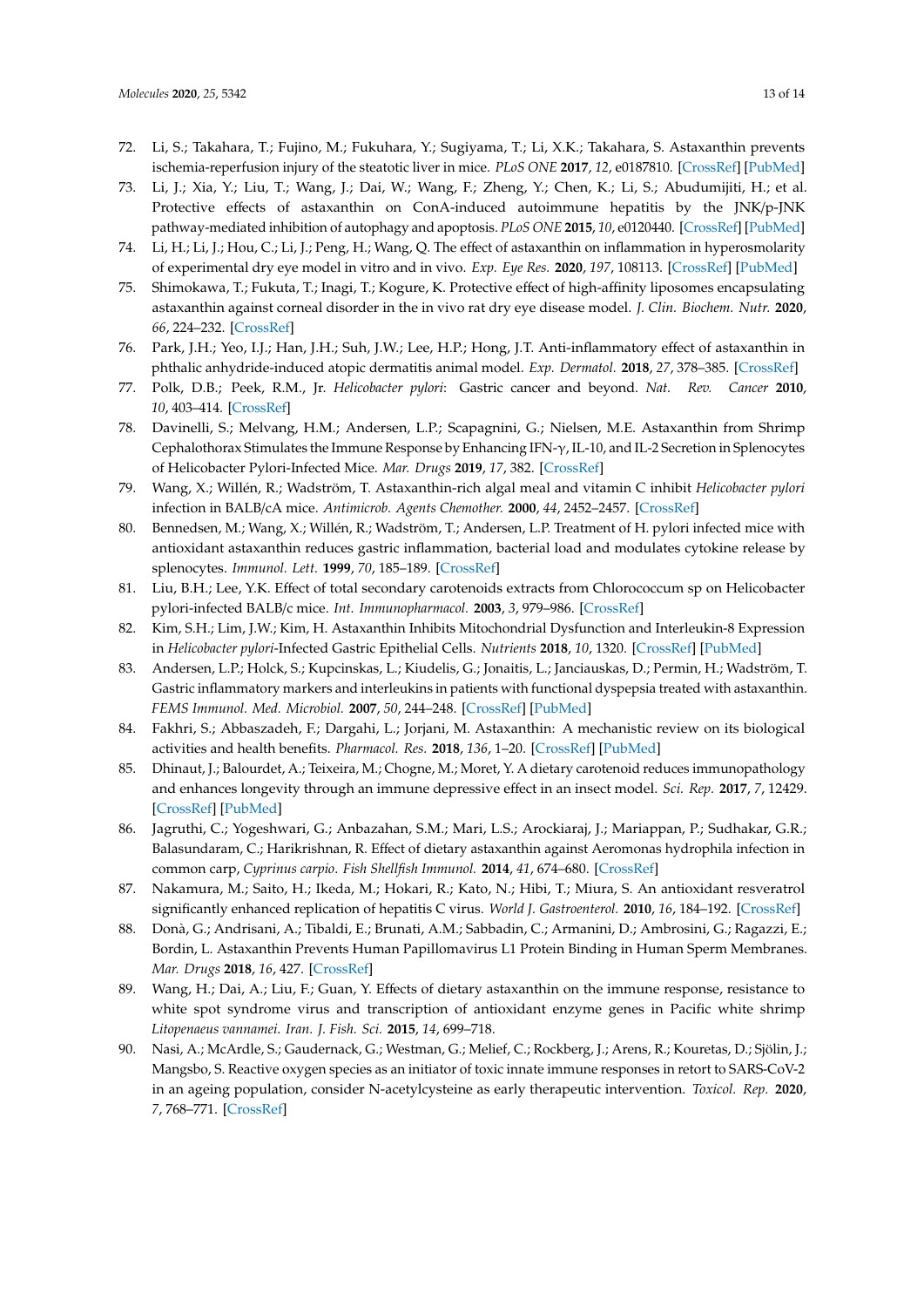72. Li, S.; Takahara, T.; Fujino, M.; Fukuhara, Y.; Sugiyama, T.; Li, X.K.; Takahara, S. Astaxanthin prevents ischemia-reperfusion injury of the steatotic liver in mice. *PLoS ONE* **2017**, *12*, e0187810. [CrossRef] [PubMed]
73. Li, J.; Xia, Y.; Liu, T.; Wang, J.; Dai, W.; Wang, F.; Zheng, Y.; Chen, K.; Li, S.; Abudumijiti, H.; et al. Protective effects of astaxanthin on ConA-induced autoimmune hepatitis by the JNK/p-JNK pathway-mediated inhibition of autophagy and apoptosis. *PLoS ONE* **2015**, *10*, e0120440. [CrossRef] [PubMed]
74. Li, H.; Li, J.; Hou, C.; Li, J.; Peng, H.; Wang, Q. The effect of astaxanthin on inflammation in hyperosmolarity of experimental dry eye model in vitro and in vivo. *Exp. Eye Res.* **2020**, *197*, 108113. [CrossRef] [PubMed]
75. Shimokawa, T.; Fukuta, T.; Inagi, T.; Kogure, K. Protective effect of high-affinity liposomes encapsulating astaxanthin against corneal disorder in the in vivo rat dry eye disease model. *J. Clin. Biochem. Nutr.* **2020**, *66*, 224–232. [CrossRef]
76. Park, J.H.; Yeo, I.J.; Han, J.H.; Suh, J.W.; Lee, H.P.; Hong, J.T. Anti-inflammatory effect of astaxanthin in phthalic anhydride-induced atopic dermatitis animal model. *Exp. Dermatol.* **2018**, *27*, 378–385. [CrossRef]
77. Polk, D.B.; Peek, R.M., Jr. *Helicobacter pylori*: Gastric cancer and beyond. *Nat. Rev. Cancer* **2010**, *10*, 403–414. [CrossRef]
78. Davinelli, S.; Melvang, H.M.; Andersen, L.P.; Scapagnini, G.; Nielsen, M.E. Astaxanthin from Shrimp Cephalothorax Stimulates the Immune Response by Enhancing IFN-γ, IL-10, and IL-2 Secretion in Splenocytes of Helicobacter Pylori-Infected Mice. *Mar. Drugs* **2019**, *17*, 382. [CrossRef]
79. Wang, X.; Willén, R.; Wadström, T. Astaxanthin-rich algal meal and vitamin C inhibit *Helicobacter pylori* infection in BALB/cA mice. *Antimicrob. Agents Chemother.* **2000**, *44*, 2452–2457. [CrossRef]
80. Bennedsen, M.; Wang, X.; Willén, R.; Wadström, T.; Andersen, L.P. Treatment of H. pylori infected mice with antioxidant astaxanthin reduces gastric inflammation, bacterial load and modulates cytokine release by splenocytes. *Immunol. Lett.* **1999**, *70*, 185–189. [CrossRef]
81. Liu, B.H.; Lee, Y.K. Effect of total secondary carotenoids extracts from Chlorococcum sp on Helicobacter pylori-infected BALB/c mice. *Int. Immunopharmacol.* **2003**, *3*, 979–986. [CrossRef]
82. Kim, S.H.; Lim, J.W.; Kim, H. Astaxanthin Inhibits Mitochondrial Dysfunction and Interleukin-8 Expression in *Helicobacter pylori*-Infected Gastric Epithelial Cells. *Nutrients* **2018**, *10*, 1320. [CrossRef] [PubMed]
83. Andersen, L.P.; Holck, S.; Kupcinskas, L.; Kiudelis, G.; Jonaitis, L.; Janciauskas, D.; Permin, H.; Wadström, T. Gastric inflammatory markers and interleukins in patients with functional dyspepsia treated with astaxanthin. *FEMS Immunol. Med. Microbiol.* **2007**, *50*, 244–248. [CrossRef] [PubMed]
84. Fakhri, S.; Abbaszadeh, F.; Dargahi, L.; Jorjani, M. Astaxanthin: A mechanistic review on its biological activities and health benefits. *Pharmacol. Res.* **2018**, *136*, 1–20. [CrossRef] [PubMed]
85. Dhinaut, J.; Balourdet, A.; Teixeira, M.; Chogne, M.; Moret, Y. A dietary carotenoid reduces immunopathology and enhances longevity through an immune depressive effect in an insect model. *Sci. Rep.* **2017**, *7*, 12429. [CrossRef] [PubMed]
86. Jagruthi, C.; Yogeshwari, G.; Anbazahan, S.M.; Mari, L.S.; Arockiaraj, J.; Mariappan, P.; Sudhakar, G.R.; Balasundaram, C.; Harikrishnan, R. Effect of dietary astaxanthin against Aeromonas hydrophila infection in common carp, *Cyprinus carpio*. *Fish Shellfish Immunol.* **2014**, *41*, 674–680. [CrossRef]
87. Nakamura, M.; Saito, H.; Ikeda, M.; Hokari, R.; Kato, N.; Hibi, T.; Miura, S. An antioxidant resveratrol significantly enhanced replication of hepatitis C virus. *World J. Gastroenterol.* **2010**, *16*, 184–192. [CrossRef]
88. Donà, G.; Andrisani, A.; Tibaldi, E.; Brunati, A.M.; Sabbadin, C.; Armanini, D.; Ambrosini, G.; Ragazzi, E.; Bordin, L. Astaxanthin Prevents Human Papillomavirus L1 Protein Binding in Human Sperm Membranes. *Mar. Drugs* **2018**, *16*, 427. [CrossRef]
89. Wang, H.; Dai, A.; Liu, F.; Guan, Y. Effects of dietary astaxanthin on the immune response, resistance to white spot syndrome virus and transcription of antioxidant enzyme genes in Pacific white shrimp *Litopenaeus vannamei*. *Iran. J. Fish. Sci.* **2015**, *14*, 699–718.
90. Nasi, A.; McArdle, S.; Gaudernack, G.; Westman, G.; Melief, C.; Rockberg, J.; Arens, R.; Kouretas, D.; Sjölin, J.; Mangsbo, S. Reactive oxygen species as an initiator of toxic innate immune responses in retort to SARS-CoV-2 in an ageing population, consider N-acetylcysteine as early therapeutic intervention. *Toxicol. Rep.* **2020**, *7*, 768–771. [CrossRef]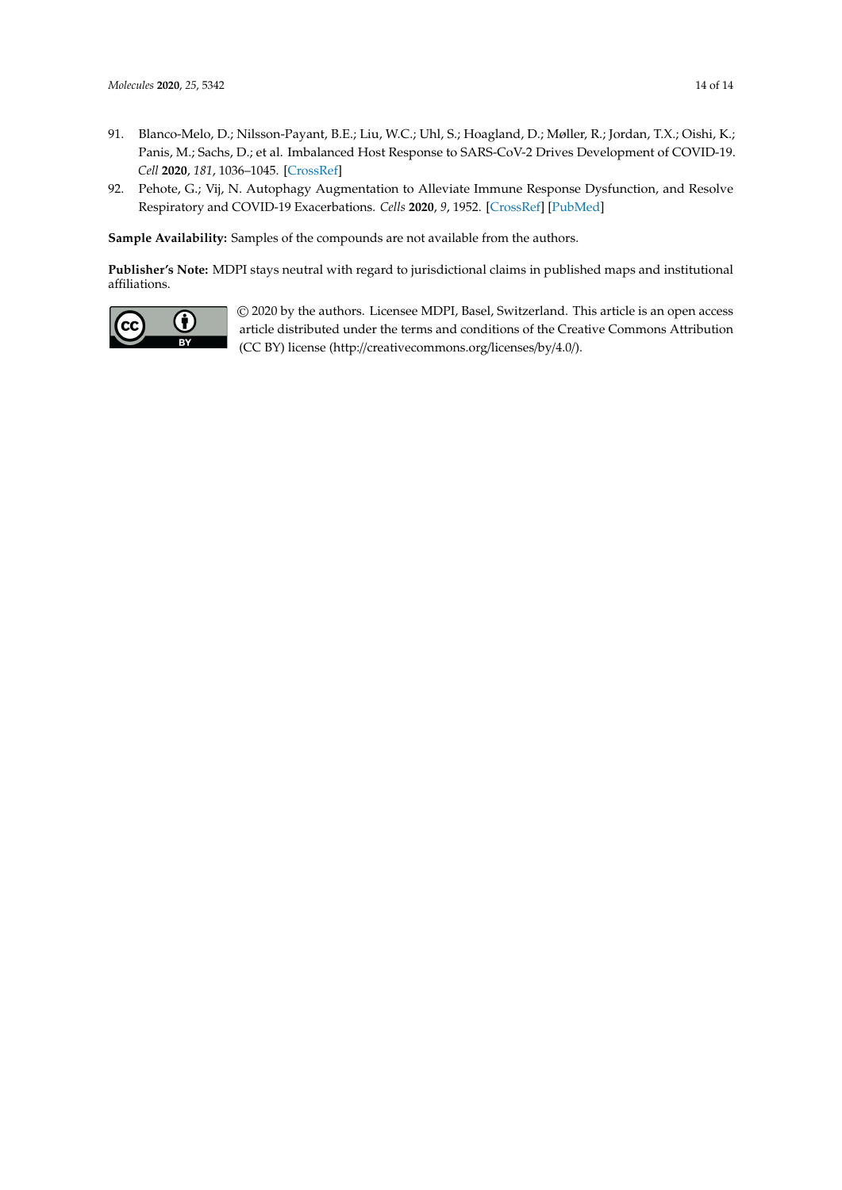91. Blanco-Melo, D.; Nilsson-Payant, B.E.; Liu, W.C.; Uhl, S.; Hoagland, D.; Møller, R.; Jordan, T.X.; Oishi, K.; Panis, M.; Sachs, D.; et al. Imbalanced Host Response to SARS-CoV-2 Drives Development of COVID-19. *Cell* **2020**, *181*, 1036–1045. [CrossRef]
92. Pehote, G.; Vij, N. Autophagy Augmentation to Alleviate Immune Response Dysfunction, and Resolve Respiratory and COVID-19 Exacerbations. *Cells* **2020**, *9*, 1952. [CrossRef] [PubMed]

**Sample Availability:** Samples of the compounds are not available from the authors.

**Publisher's Note:** MDPI stays neutral with regard to jurisdictional claims in published maps and institutional affiliations.

© 2020 by the authors. Licensee MDPI, Basel, Switzerland. This article is an open access article distributed under the terms and conditions of the Creative Commons Attribution (CC BY) license (http://creativecommons.org/licenses/by/4.0/).